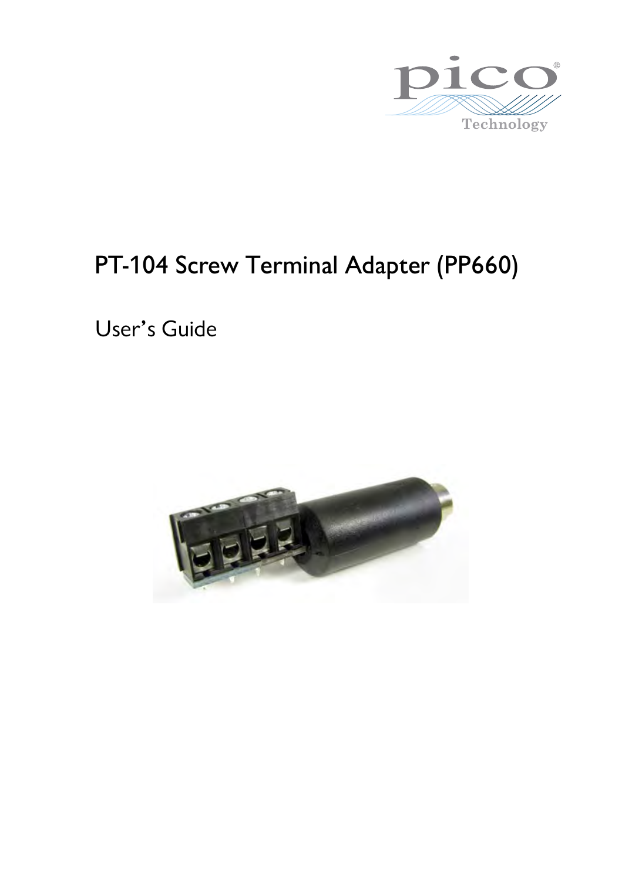# PT-104 Screw Terminal Adapter (PP660)

## User's Guide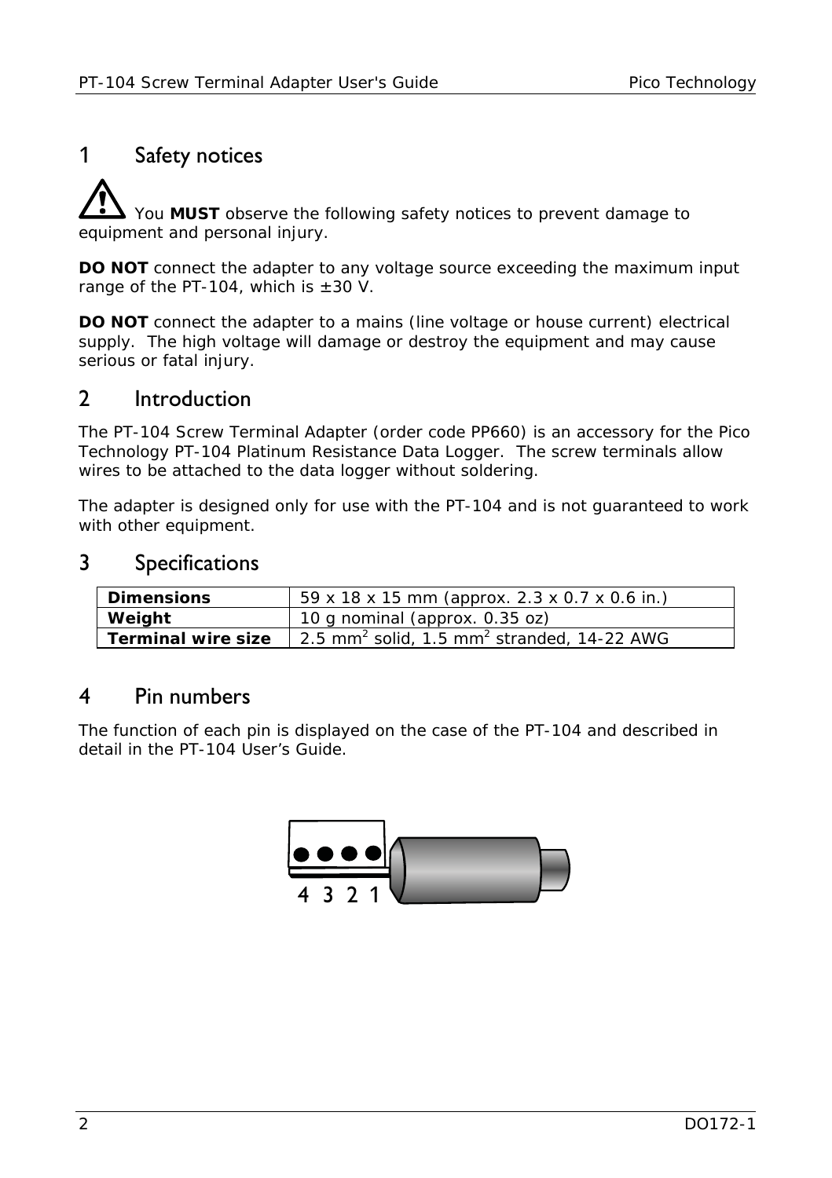# 1 Safety notices

⚠ You **MUST** observe the following safety notices to prevent damage to equipment and personal injury.

**DO NOT** connect the adapter to any voltage source exceeding the maximum input range of the PT-104, which is ±30 V.

**DO NOT** connect the adapter to a mains (line voltage or house current) electrical supply. The high voltage will damage or destroy the equipment and may cause serious or fatal injury.

# 2 Introduction

The PT-104 Screw Terminal Adapter (order code PP660) is an accessory for the Pico Technology PT-104 Platinum Resistance Data Logger. The screw terminals allow wires to be attached to the data logger without soldering.

The adapter is designed only for use with the PT-104 and is not guaranteed to work with other equipment.

# 3 Specifications

| | |
|---|---|
| **Dimensions** | 59 x 18 x 15 mm (approx. 2.3 x 0.7 x 0.6 in.) |
| **Weight** | 10 g nominal (approx. 0.35 oz) |
| **Terminal wire size** | 2.5 $mm^2$ solid, 1.5 $mm^2$ stranded, 14-22 AWG |

# 4 Pin numbers

The function of each pin is displayed on the case of the PT-104 and described in detail in the PT-104 User's Guide.

4 3 2 1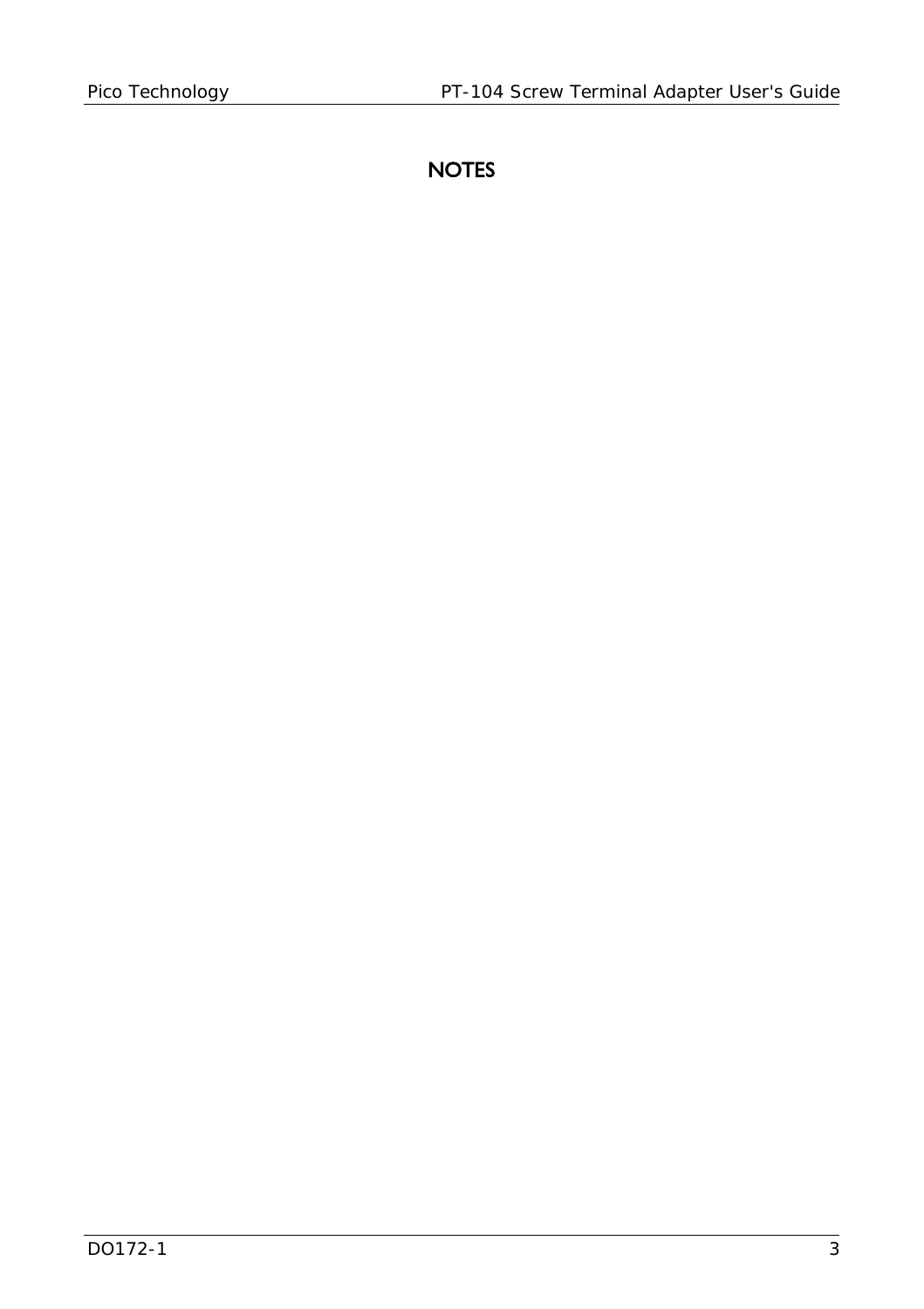# NOTES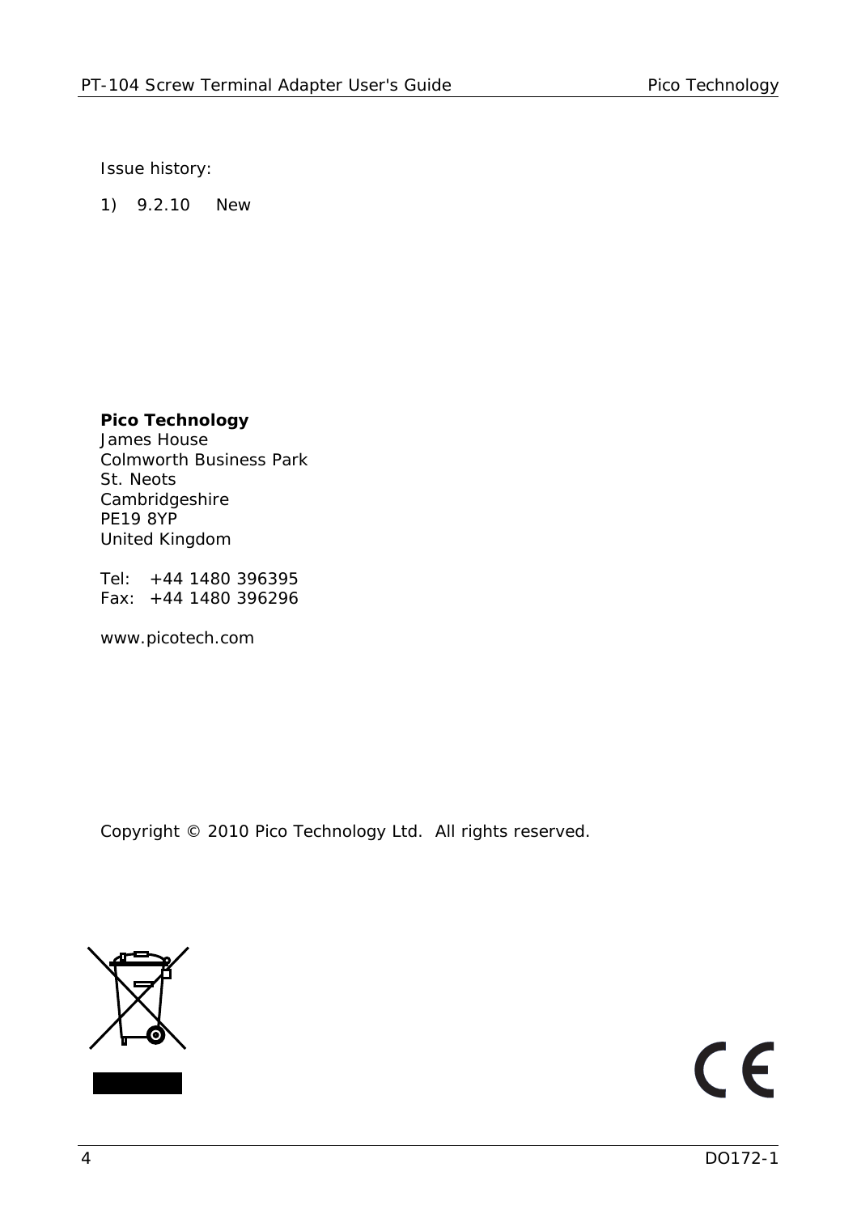Issue history:

1) 9.2.10 New

**Pico Technology**
James House
Colmworth Business Park
St. Neots
Cambridgeshire
PE19 8YP
United Kingdom

Tel: +44 1480 396395
Fax: +44 1480 396296

www.picotech.com

Copyright © 2010 Pico Technology Ltd. All rights reserved.

DO172-1